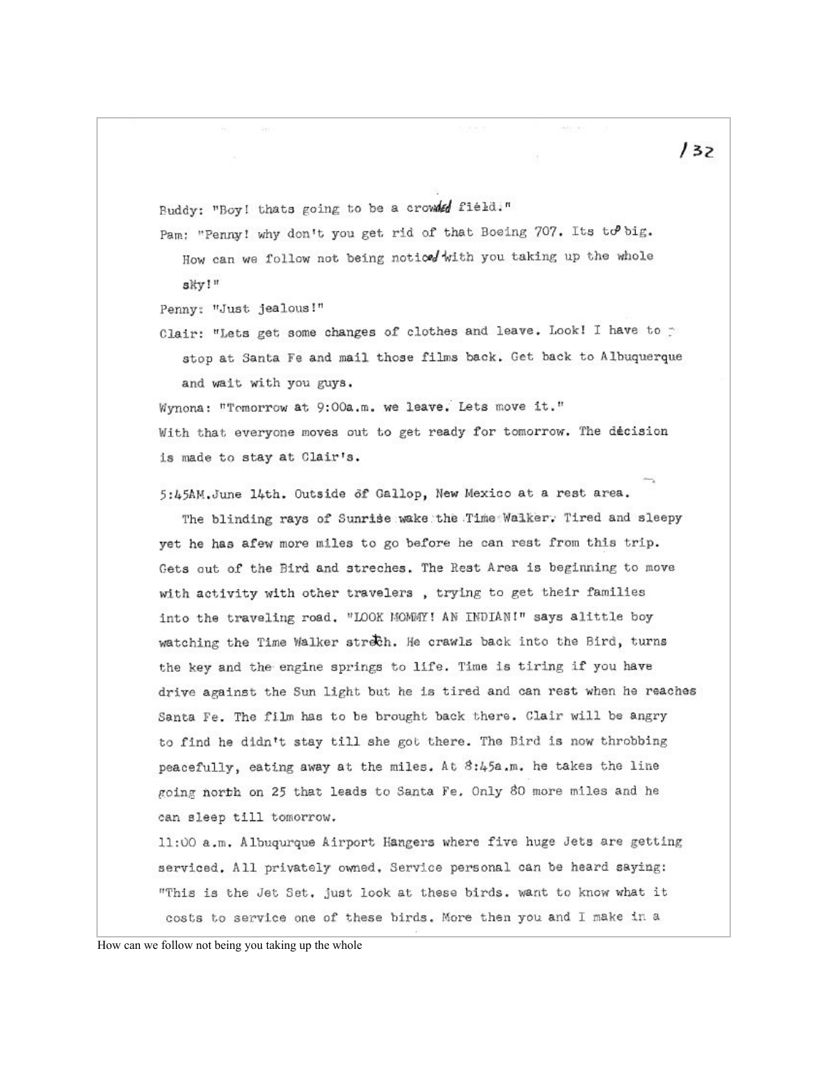Buddy: "Boy! thats going to be a crowded field."

Pam: "Penny! why don't you get rid of that Boeing 707. Its too big. How can we follow not being noticed with you taking up the whole sky!"

Penny: "Just jealous!"

Clair: "Lets get some changes of clothes and leave. Look! I have to stop at Santa Fe and mail those films back. Get back to Albuquerque and wait with you guys.

Wynona: "Tomorrow at 9:00a.m. we leave. Lets move it."

With that everyone moves out to get ready for tomorrow. The decision is made to stay at Clair's.

5:45AM.June 14th. Outside of Gallop, New Mexico at a rest area.

The blinding rays of Sunrise wake the Time Walker. Tired and sleepy yet he has afew more miles to go before he can rest from this trip. Gets out of the Bird and streches. The Rest Area is beginning to move with activity with other travelers , trying to get their families into the traveling road. "LOOK MOMMY! AN INDIAN!" says alittle boy watching the Time Walker stretch. He crawls back into the Bird, turns the key and the engine springs to life. Time is tiring if you have drive against the Sun light but he is tired and can rest when he reaches Santa Fe. The film has to be brought back there. Clair will be angry to find he didn't stay till she got there. The Bird is now throbbing peacefully, eating away at the miles. At 8:45a.m. he takes the line going north on 25 that leads to Santa Fe. Only 80 more miles and he can sleep till tomorrow.

11:00 a.m. Albuqurque Airport Hangers where five huge Jets are getting serviced. All privately owned. Service personal can be heard saying: "This is the Jet Set. just look at these birds. want to know what it costs to service one of these birds. More then you and I make in a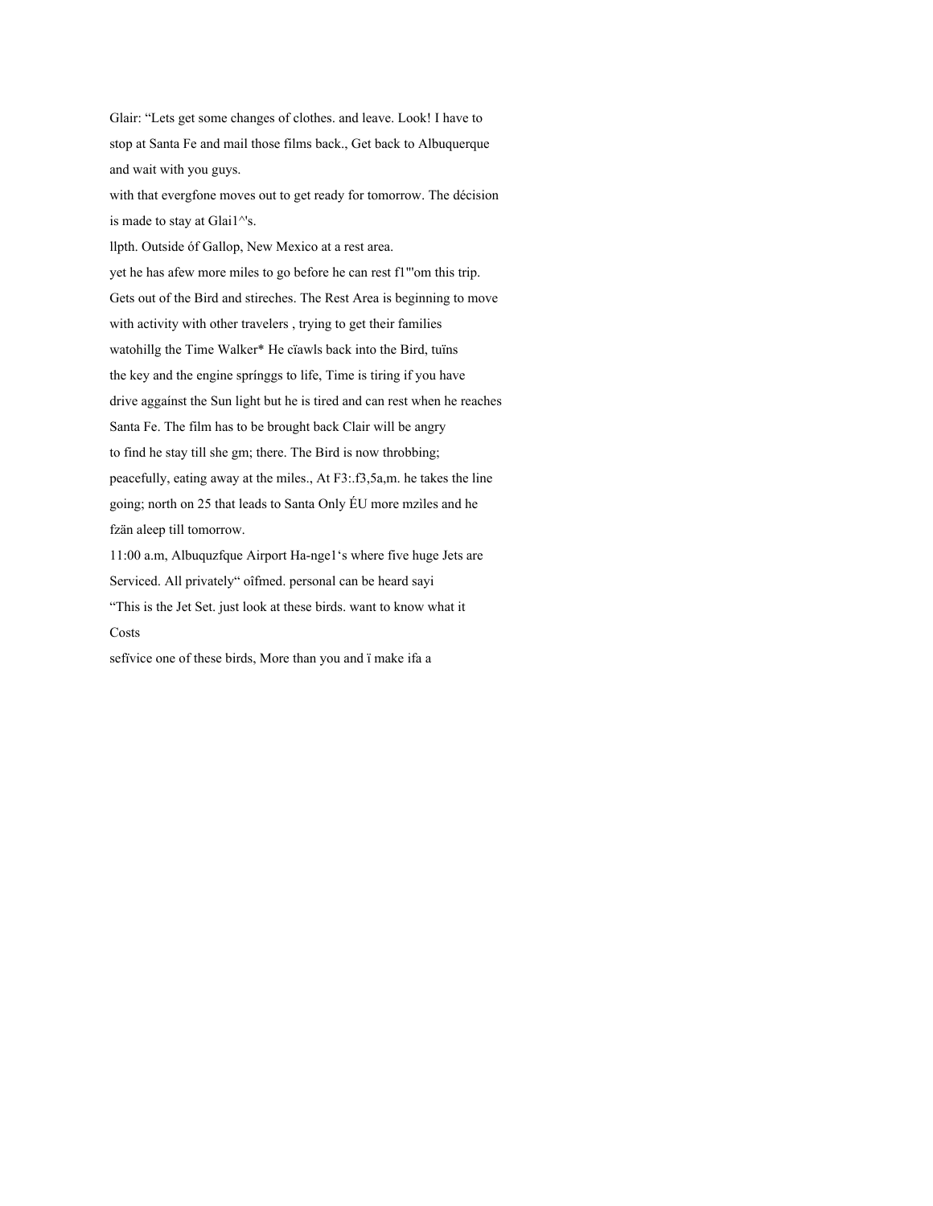Glair: “Lets get some changes of clothes. and leave. Look! I have to stop at Santa Fe and mail those films back., Get back to Albuquerque and wait with you guys.

with that evergfone moves out to get ready for tomorrow. The décision is made to stay at Glai1^'s.

llpth. Outside óf Gallop, New Mexico at a rest area.

yet he has afew more miles to go before he can rest f1"'om this trip. Gets out of the Bird and stireches. The Rest Area is beginning to move with activity with other travelers , trying to get their families watohillg the Time Walker* He cïawls back into the Bird, tuïns the key and the engine sprínggs to life, Time is tiring if you have drive aggaínst the Sun light but he is tired and can rest when he reaches Santa Fe. The film has to be brought back Clair will be angry to find he stay till she gm; there. The Bird is now throbbing; peacefully, eating away at the miles., At F3:.f3,5a,m. he takes the line going; north on 25 that leads to Santa Only ÉU more mziles and he fzän aleep till tomorrow.

11:00 a.m, Albuquzfque Airport Ha-nge1‘s where five huge Jets are Serviced. All privately“ oîfmed. personal can be heard sayi

“This is the Jet Set. just look at these birds. want to know what it Costs

sefïvice one of these birds, More than you and ï make ifa a